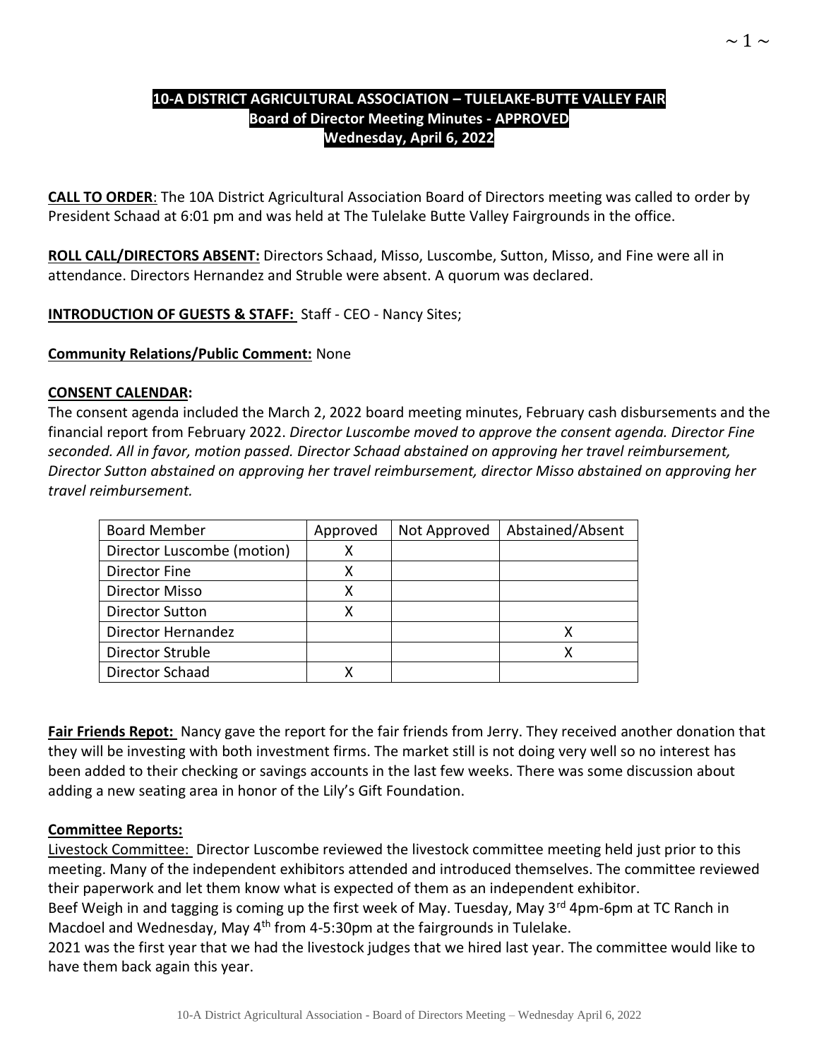**10-A DISTRICT AGRICULTURAL ASSOCIATION – TULELAKE-BUTTE VALLEY FAIR**
**Board of Director Meeting Minutes - APPROVED**
**Wednesday, April 6, 2022**

**CALL TO ORDER**: The 10A District Agricultural Association Board of Directors meeting was called to order by President Schaad at 6:01 pm and was held at The Tulelake Butte Valley Fairgrounds in the office.

**ROLL CALL/DIRECTORS ABSENT:** Directors Schaad, Misso, Luscombe, Sutton, Misso, and Fine were all in attendance. Directors Hernandez and Struble were absent. A quorum was declared.

**INTRODUCTION OF GUESTS & STAFF:** Staff - CEO - Nancy Sites;

**Community Relations/Public Comment:** None

**CONSENT CALENDAR:**
The consent agenda included the March 2, 2022 board meeting minutes, February cash disbursements and the financial report from February 2022. *Director Luscombe moved to approve the consent agenda. Director Fine seconded. All in favor, motion passed. Director Schaad abstained on approving her travel reimbursement, Director Sutton abstained on approving her travel reimbursement, director Misso abstained on approving her travel reimbursement.*

| Board Member | Approved | Not Approved | Abstained/Absent |
|---|---|---|---|
| Director Luscombe (motion) | X | | |
| Director Fine | X | | |
| Director Misso | X | | |
| Director Sutton | X | | |
| Director Hernandez | | | X |
| Director Struble | | | X |
| Director Schaad | X | | |

**Fair Friends Repot:** Nancy gave the report for the fair friends from Jerry. They received another donation that they will be investing with both investment firms. The market still is not doing very well so no interest has been added to their checking or savings accounts in the last few weeks. There was some discussion about adding a new seating area in honor of the Lily's Gift Foundation.

**Committee Reports:**

Livestock Committee: Director Luscombe reviewed the livestock committee meeting held just prior to this meeting. Many of the independent exhibitors attended and introduced themselves. The committee reviewed their paperwork and let them know what is expected of them as an independent exhibitor.

Beef Weigh in and tagging is coming up the first week of May. Tuesday, May 3rd 4pm-6pm at TC Ranch in Macdoel and Wednesday, May 4th from 4-5:30pm at the fairgrounds in Tulelake.

2021 was the first year that we had the livestock judges that we hired last year. The committee would like to have them back again this year.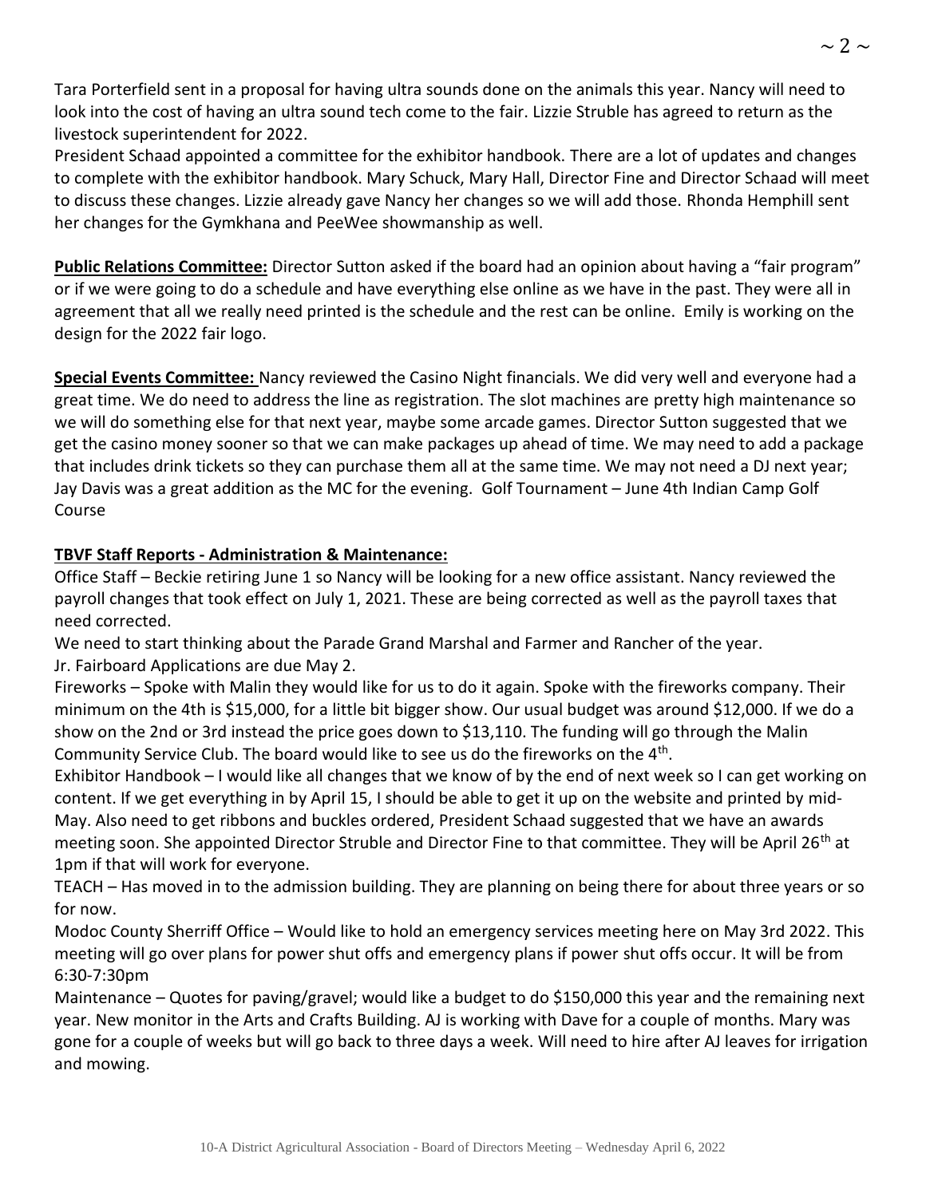Tara Porterfield sent in a proposal for having ultra sounds done on the animals this year. Nancy will need to look into the cost of having an ultra sound tech come to the fair. Lizzie Struble has agreed to return as the livestock superintendent for 2022.

President Schaad appointed a committee for the exhibitor handbook. There are a lot of updates and changes to complete with the exhibitor handbook. Mary Schuck, Mary Hall, Director Fine and Director Schaad will meet to discuss these changes. Lizzie already gave Nancy her changes so we will add those. Rhonda Hemphill sent her changes for the Gymkhana and PeeWee showmanship as well.

**Public Relations Committee:** Director Sutton asked if the board had an opinion about having a "fair program" or if we were going to do a schedule and have everything else online as we have in the past. They were all in agreement that all we really need printed is the schedule and the rest can be online. Emily is working on the design for the 2022 fair logo.

**Special Events Committee:** Nancy reviewed the Casino Night financials. We did very well and everyone had a great time. We do need to address the line as registration. The slot machines are pretty high maintenance so we will do something else for that next year, maybe some arcade games. Director Sutton suggested that we get the casino money sooner so that we can make packages up ahead of time. We may need to add a package that includes drink tickets so they can purchase them all at the same time. We may not need a DJ next year; Jay Davis was a great addition as the MC for the evening. Golf Tournament – June 4th Indian Camp Golf Course

**TBVF Staff Reports - Administration & Maintenance:**

Office Staff – Beckie retiring June 1 so Nancy will be looking for a new office assistant. Nancy reviewed the payroll changes that took effect on July 1, 2021. These are being corrected as well as the payroll taxes that need corrected.

We need to start thinking about the Parade Grand Marshal and Farmer and Rancher of the year.

Jr. Fairboard Applications are due May 2.

Fireworks – Spoke with Malin they would like for us to do it again. Spoke with the fireworks company. Their minimum on the 4th is $15,000, for a little bit bigger show. Our usual budget was around $12,000. If we do a show on the 2nd or 3rd instead the price goes down to $13,110. The funding will go through the Malin Community Service Club. The board would like to see us do the fireworks on the 4th.

Exhibitor Handbook – I would like all changes that we know of by the end of next week so I can get working on content. If we get everything in by April 15, I should be able to get it up on the website and printed by mid-May. Also need to get ribbons and buckles ordered, President Schaad suggested that we have an awards meeting soon. She appointed Director Struble and Director Fine to that committee. They will be April 26th at 1pm if that will work for everyone.

TEACH – Has moved in to the admission building. They are planning on being there for about three years or so for now.

Modoc County Sherriff Office – Would like to hold an emergency services meeting here on May 3rd 2022. This meeting will go over plans for power shut offs and emergency plans if power shut offs occur. It will be from 6:30-7:30pm

Maintenance – Quotes for paving/gravel; would like a budget to do $150,000 this year and the remaining next year. New monitor in the Arts and Crafts Building. AJ is working with Dave for a couple of months. Mary was gone for a couple of weeks but will go back to three days a week. Will need to hire after AJ leaves for irrigation and mowing.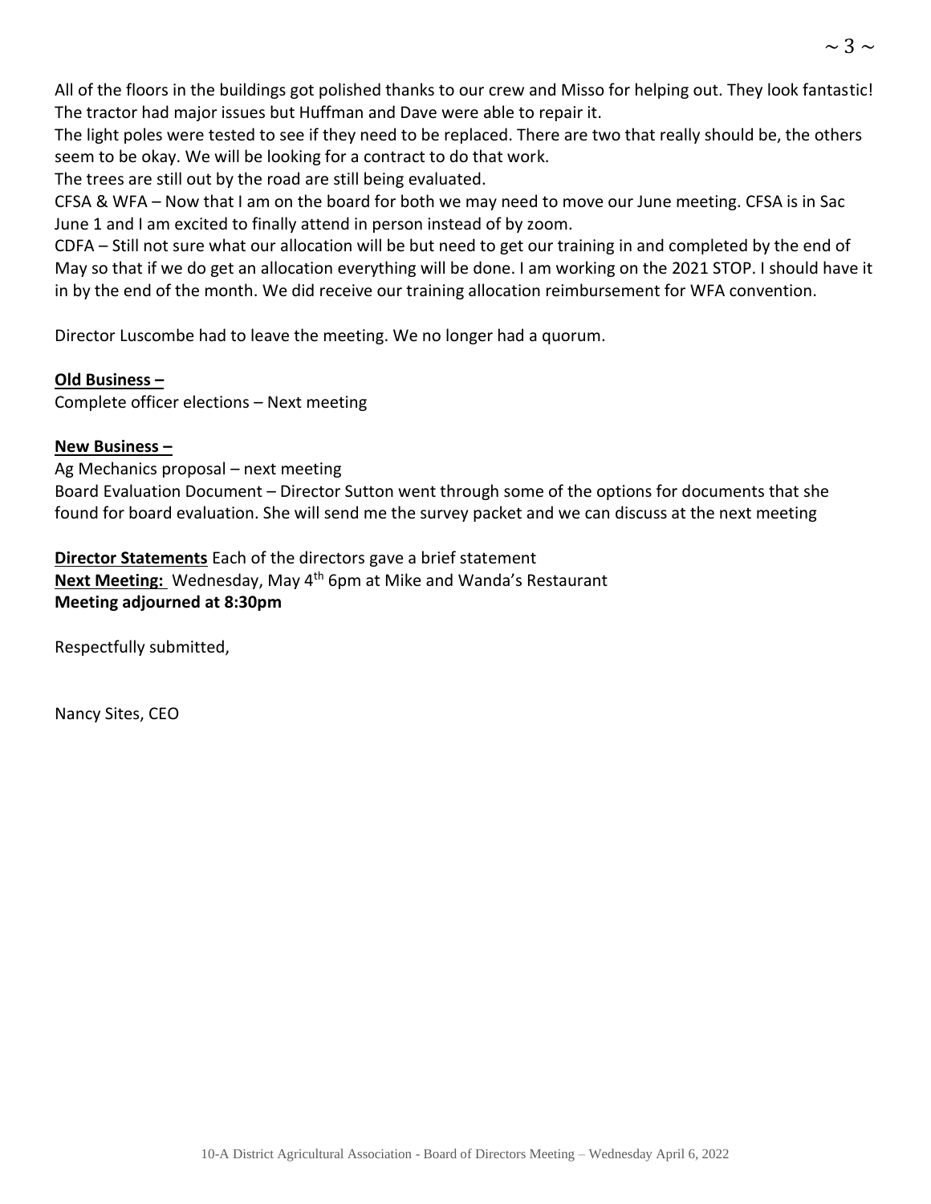All of the floors in the buildings got polished thanks to our crew and Misso for helping out. They look fantastic! The tractor had major issues but Huffman and Dave were able to repair it.

The light poles were tested to see if they need to be replaced. There are two that really should be, the others seem to be okay. We will be looking for a contract to do that work.

The trees are still out by the road are still being evaluated.

CFSA & WFA – Now that I am on the board for both we may need to move our June meeting. CFSA is in Sac June 1 and I am excited to finally attend in person instead of by zoom.

CDFA – Still not sure what our allocation will be but need to get our training in and completed by the end of May so that if we do get an allocation everything will be done. I am working on the 2021 STOP. I should have it in by the end of the month. We did receive our training allocation reimbursement for WFA convention.

Director Luscombe had to leave the meeting. We no longer had a quorum.

**Old Business –**

Complete officer elections – Next meeting

**New Business –**

Ag Mechanics proposal – next meeting

Board Evaluation Document – Director Sutton went through some of the options for documents that she found for board evaluation. She will send me the survey packet and we can discuss at the next meeting

**Director Statements** Each of the directors gave a brief statement

**Next Meeting:** Wednesday, May 4th 6pm at Mike and Wanda's Restaurant

**Meeting adjourned at 8:30pm**

Respectfully submitted,

Nancy Sites, CEO